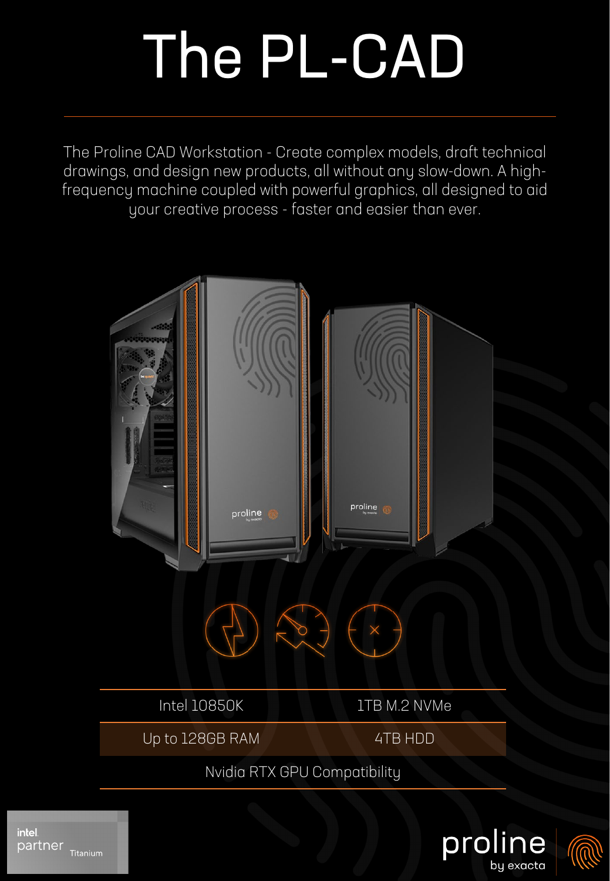# The PL-CAD

The Proline CAD Workstation - Create complex models, draft technical drawings, and design new products, all without any slow-down. A high-frequency machine coupled with powerful graphics, all designed to aid your creative process - faster and easier than ever.

| Intel 10850K | 1TB M.2 NVMe |
| --- | --- |
| Up to 128GB RAM | 4TB HDD |
| Nvidia RTX GPU Compatibility | |

intel. partner Titanium

proline by exacta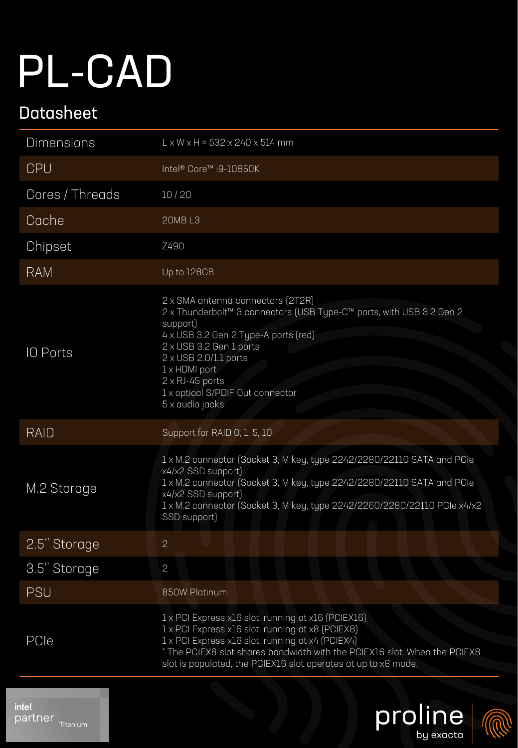# PL-CAD

## Datasheet

| | |
|---|---|
| Dimensions | L x W x H = 532 x 240 x 514 mm |
| CPU | Intel® Core™ i9-10850K |
| Cores / Threads | 10 / 20 |
| Cache | 20MB L3 |
| Chipset | Z490 |
| RAM | Up to 128GB |
| IO Ports | 2 x SMA antenna connectors (2T2R)<br>2 x Thunderbolt™ 3 connectors (USB Type-C™ ports, with USB 3.2 Gen 2 support)<br>4 x USB 3.2 Gen 2 Type-A ports (red)<br>2 x USB 3.2 Gen 1 ports<br>2 x USB 2.0/1.1 ports<br>1 x HDMI port<br>2 x RJ-45 ports<br>1 x optical S/PDIF Out connector<br>5 x audio jacks |
| RAID | Support for RAID 0, 1, 5, 10 |
| M.2 Storage | 1 x M.2 connector (Socket 3, M key, type 2242/2280/22110 SATA and PCIe x4/x2 SSD support)<br>1 x M.2 connector (Socket 3, M key, type 2242/2280/22110 SATA and PCIe x4/x2 SSD support)<br>1 x M.2 connector (Socket 3, M key, type 2242/2260/2280/22110 PCIe x4/x2 SSD support) |
| 2.5" Storage | 2 |
| 3.5" Storage | 2 |
| PSU | 850W Platinum |
| PCIe | 1 x PCI Express x16 slot, running at x16 (PCIEX16)<br>1 x PCI Express x16 slot, running at x8 (PCIEX8)<br>1 x PCI Express x16 slot, running at x4 (PCIEX4)<br>* The PCIEX8 slot shares bandwidth with the PCIEX16 slot. When the PCIEX8 slot is populated, the PCIEX16 slot operates at up to x8 mode. |

intel partner Titanium

proline by exacta